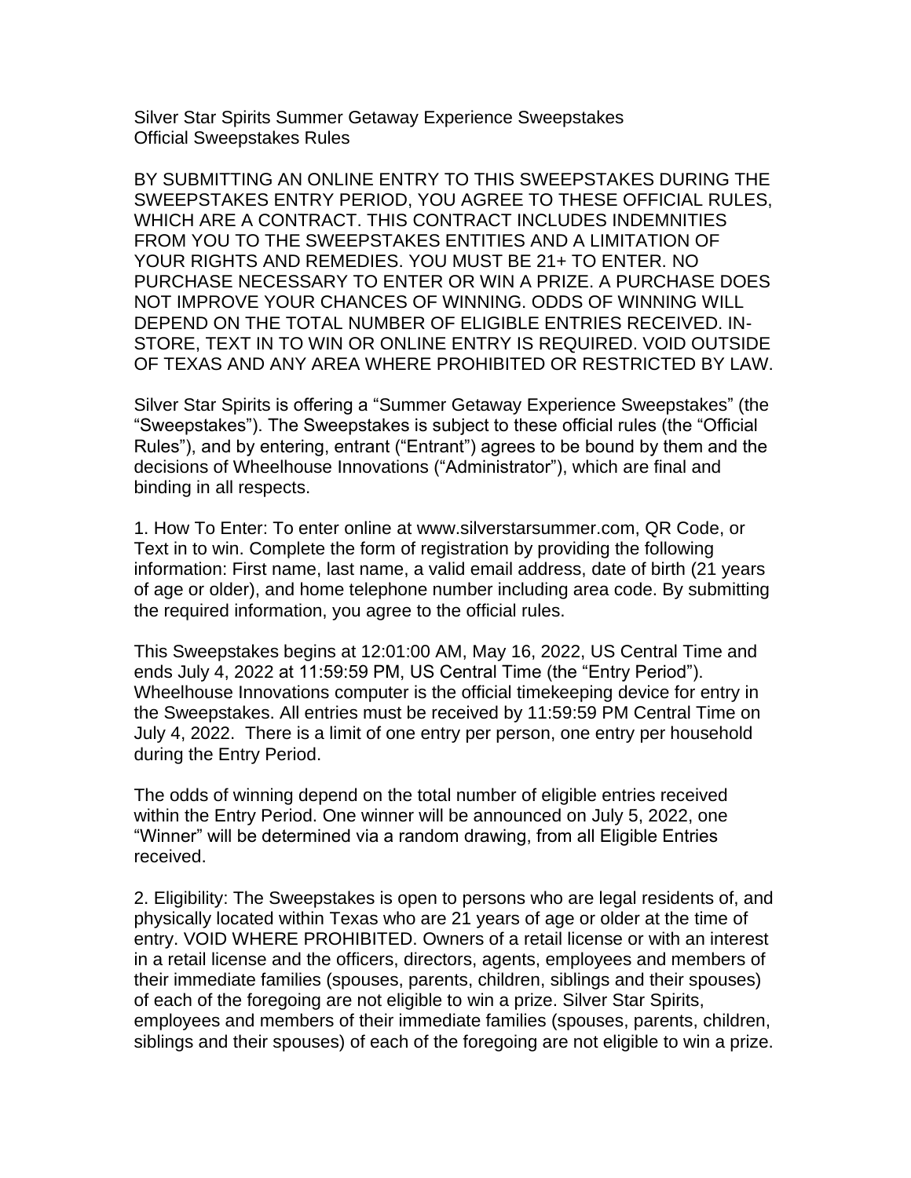Silver Star Spirits Summer Getaway Experience Sweepstakes
Official Sweepstakes Rules

BY SUBMITTING AN ONLINE ENTRY TO THIS SWEEPSTAKES DURING THE SWEEPSTAKES ENTRY PERIOD, YOU AGREE TO THESE OFFICIAL RULES, WHICH ARE A CONTRACT. THIS CONTRACT INCLUDES INDEMNITIES FROM YOU TO THE SWEEPSTAKES ENTITIES AND A LIMITATION OF YOUR RIGHTS AND REMEDIES. YOU MUST BE 21+ TO ENTER. NO PURCHASE NECESSARY TO ENTER OR WIN A PRIZE. A PURCHASE DOES NOT IMPROVE YOUR CHANCES OF WINNING. ODDS OF WINNING WILL DEPEND ON THE TOTAL NUMBER OF ELIGIBLE ENTRIES RECEIVED. IN-STORE, TEXT IN TO WIN OR ONLINE ENTRY IS REQUIRED. VOID OUTSIDE OF TEXAS AND ANY AREA WHERE PROHIBITED OR RESTRICTED BY LAW.

Silver Star Spirits is offering a "Summer Getaway Experience Sweepstakes" (the "Sweepstakes"). The Sweepstakes is subject to these official rules (the "Official Rules"), and by entering, entrant ("Entrant") agrees to be bound by them and the decisions of Wheelhouse Innovations ("Administrator"), which are final and binding in all respects.

1. How To Enter: To enter online at www.silverstarsummer.com, QR Code, or Text in to win. Complete the form of registration by providing the following information: First name, last name, a valid email address, date of birth (21 years of age or older), and home telephone number including area code. By submitting the required information, you agree to the official rules.

This Sweepstakes begins at 12:01:00 AM, May 16, 2022, US Central Time and ends July 4, 2022 at 11:59:59 PM, US Central Time (the "Entry Period"). Wheelhouse Innovations computer is the official timekeeping device for entry in the Sweepstakes. All entries must be received by 11:59:59 PM Central Time on July 4, 2022. There is a limit of one entry per person, one entry per household during the Entry Period.

The odds of winning depend on the total number of eligible entries received within the Entry Period. One winner will be announced on July 5, 2022, one "Winner" will be determined via a random drawing, from all Eligible Entries received.

2. Eligibility: The Sweepstakes is open to persons who are legal residents of, and physically located within Texas who are 21 years of age or older at the time of entry. VOID WHERE PROHIBITED. Owners of a retail license or with an interest in a retail license and the officers, directors, agents, employees and members of their immediate families (spouses, parents, children, siblings and their spouses) of each of the foregoing are not eligible to win a prize. Silver Star Spirits, employees and members of their immediate families (spouses, parents, children, siblings and their spouses) of each of the foregoing are not eligible to win a prize.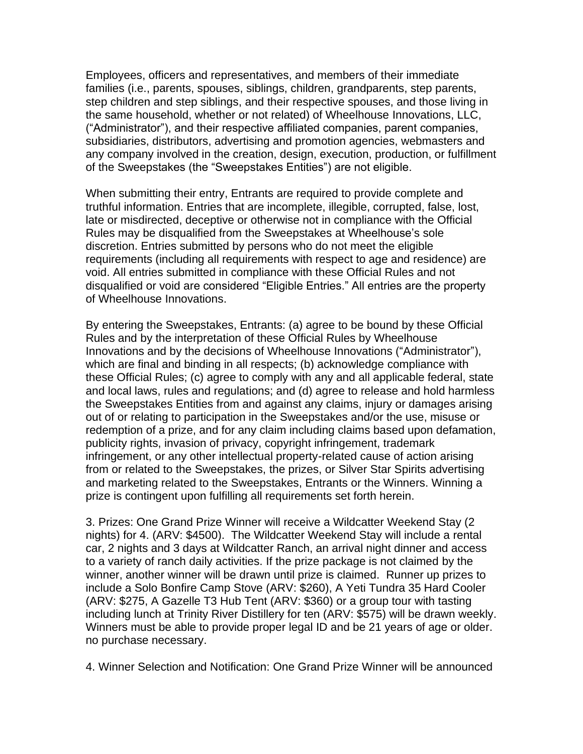Employees, officers and representatives, and members of their immediate families (i.e., parents, spouses, siblings, children, grandparents, step parents, step children and step siblings, and their respective spouses, and those living in the same household, whether or not related) of Wheelhouse Innovations, LLC, ("Administrator"), and their respective affiliated companies, parent companies, subsidiaries, distributors, advertising and promotion agencies, webmasters and any company involved in the creation, design, execution, production, or fulfillment of the Sweepstakes (the "Sweepstakes Entities") are not eligible.

When submitting their entry, Entrants are required to provide complete and truthful information. Entries that are incomplete, illegible, corrupted, false, lost, late or misdirected, deceptive or otherwise not in compliance with the Official Rules may be disqualified from the Sweepstakes at Wheelhouse's sole discretion. Entries submitted by persons who do not meet the eligible requirements (including all requirements with respect to age and residence) are void. All entries submitted in compliance with these Official Rules and not disqualified or void are considered "Eligible Entries." All entries are the property of Wheelhouse Innovations.

By entering the Sweepstakes, Entrants: (a) agree to be bound by these Official Rules and by the interpretation of these Official Rules by Wheelhouse Innovations and by the decisions of Wheelhouse Innovations ("Administrator"), which are final and binding in all respects; (b) acknowledge compliance with these Official Rules; (c) agree to comply with any and all applicable federal, state and local laws, rules and regulations; and (d) agree to release and hold harmless the Sweepstakes Entities from and against any claims, injury or damages arising out of or relating to participation in the Sweepstakes and/or the use, misuse or redemption of a prize, and for any claim including claims based upon defamation, publicity rights, invasion of privacy, copyright infringement, trademark infringement, or any other intellectual property-related cause of action arising from or related to the Sweepstakes, the prizes, or Silver Star Spirits advertising and marketing related to the Sweepstakes, Entrants or the Winners. Winning a prize is contingent upon fulfilling all requirements set forth herein.

3. Prizes: One Grand Prize Winner will receive a Wildcatter Weekend Stay (2 nights) for 4. (ARV: $4500). The Wildcatter Weekend Stay will include a rental car, 2 nights and 3 days at Wildcatter Ranch, an arrival night dinner and access to a variety of ranch daily activities. If the prize package is not claimed by the winner, another winner will be drawn until prize is claimed. Runner up prizes to include a Solo Bonfire Camp Stove (ARV: $260), A Yeti Tundra 35 Hard Cooler (ARV: $275, A Gazelle T3 Hub Tent (ARV: $360) or a group tour with tasting including lunch at Trinity River Distillery for ten (ARV: $575) will be drawn weekly. Winners must be able to provide proper legal ID and be 21 years of age or older. no purchase necessary.

4. Winner Selection and Notification: One Grand Prize Winner will be announced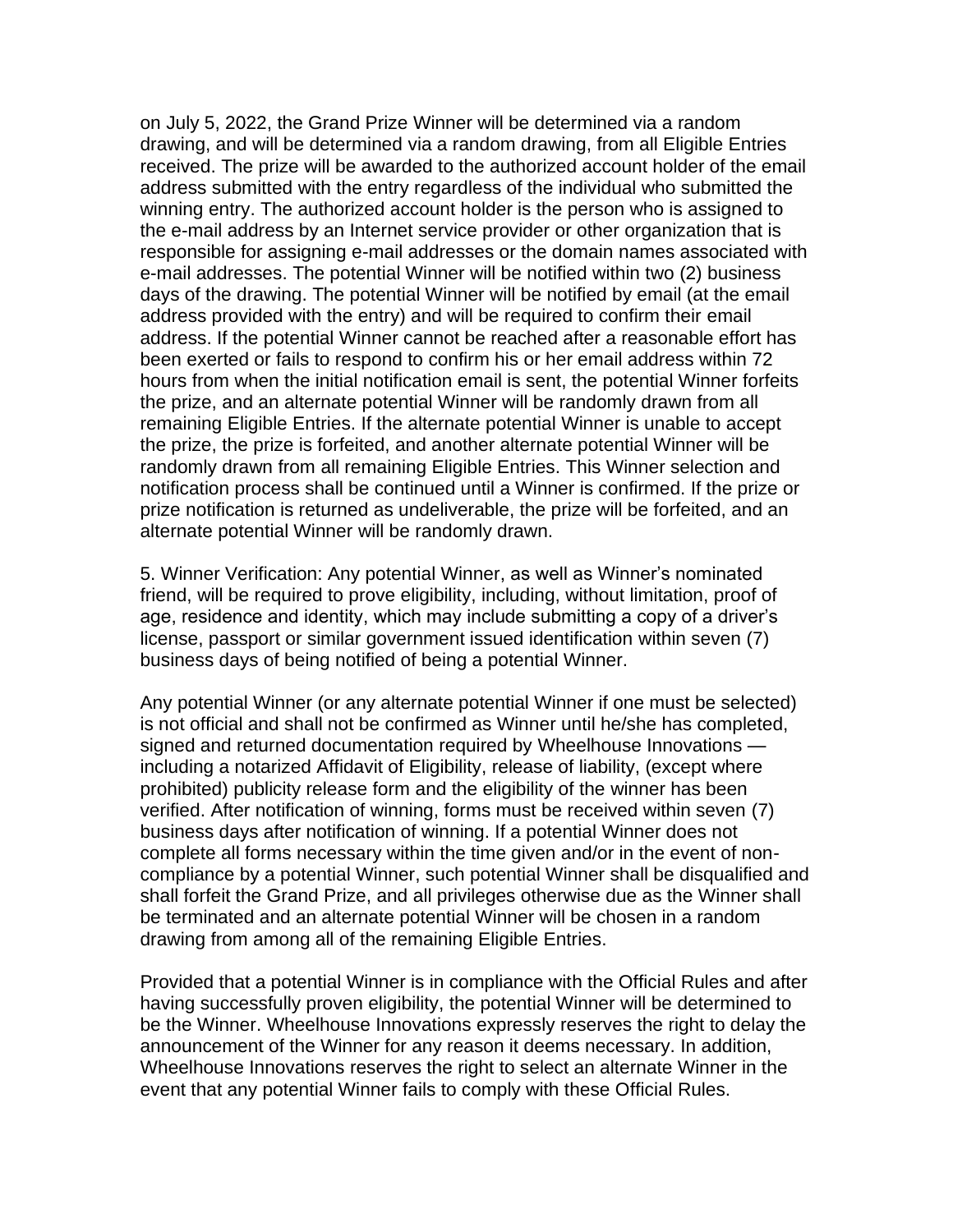on July 5, 2022, the Grand Prize Winner will be determined via a random drawing, and will be determined via a random drawing, from all Eligible Entries received. The prize will be awarded to the authorized account holder of the email address submitted with the entry regardless of the individual who submitted the winning entry. The authorized account holder is the person who is assigned to the e-mail address by an Internet service provider or other organization that is responsible for assigning e-mail addresses or the domain names associated with e-mail addresses. The potential Winner will be notified within two (2) business days of the drawing. The potential Winner will be notified by email (at the email address provided with the entry) and will be required to confirm their email address. If the potential Winner cannot be reached after a reasonable effort has been exerted or fails to respond to confirm his or her email address within 72 hours from when the initial notification email is sent, the potential Winner forfeits the prize, and an alternate potential Winner will be randomly drawn from all remaining Eligible Entries. If the alternate potential Winner is unable to accept the prize, the prize is forfeited, and another alternate potential Winner will be randomly drawn from all remaining Eligible Entries. This Winner selection and notification process shall be continued until a Winner is confirmed. If the prize or prize notification is returned as undeliverable, the prize will be forfeited, and an alternate potential Winner will be randomly drawn.

5. Winner Verification: Any potential Winner, as well as Winner's nominated friend, will be required to prove eligibility, including, without limitation, proof of age, residence and identity, which may include submitting a copy of a driver's license, passport or similar government issued identification within seven (7) business days of being notified of being a potential Winner.

Any potential Winner (or any alternate potential Winner if one must be selected) is not official and shall not be confirmed as Winner until he/she has completed, signed and returned documentation required by Wheelhouse Innovations — including a notarized Affidavit of Eligibility, release of liability, (except where prohibited) publicity release form and the eligibility of the winner has been verified. After notification of winning, forms must be received within seven (7) business days after notification of winning. If a potential Winner does not complete all forms necessary within the time given and/or in the event of non-compliance by a potential Winner, such potential Winner shall be disqualified and shall forfeit the Grand Prize, and all privileges otherwise due as the Winner shall be terminated and an alternate potential Winner will be chosen in a random drawing from among all of the remaining Eligible Entries.

Provided that a potential Winner is in compliance with the Official Rules and after having successfully proven eligibility, the potential Winner will be determined to be the Winner. Wheelhouse Innovations expressly reserves the right to delay the announcement of the Winner for any reason it deems necessary. In addition, Wheelhouse Innovations reserves the right to select an alternate Winner in the event that any potential Winner fails to comply with these Official Rules.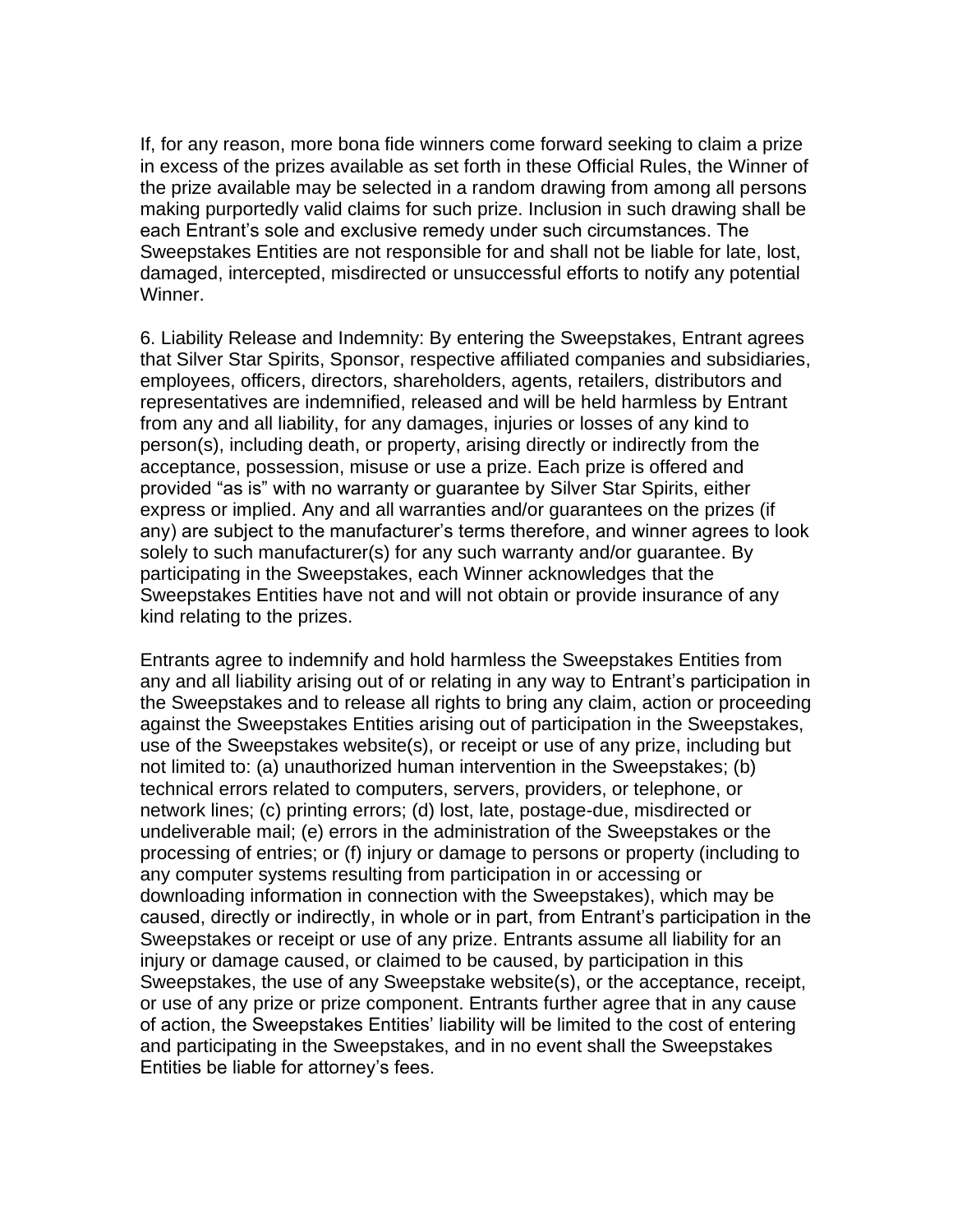If, for any reason, more bona fide winners come forward seeking to claim a prize in excess of the prizes available as set forth in these Official Rules, the Winner of the prize available may be selected in a random drawing from among all persons making purportedly valid claims for such prize. Inclusion in such drawing shall be each Entrant's sole and exclusive remedy under such circumstances. The Sweepstakes Entities are not responsible for and shall not be liable for late, lost, damaged, intercepted, misdirected or unsuccessful efforts to notify any potential Winner.

6. Liability Release and Indemnity: By entering the Sweepstakes, Entrant agrees that Silver Star Spirits, Sponsor, respective affiliated companies and subsidiaries, employees, officers, directors, shareholders, agents, retailers, distributors and representatives are indemnified, released and will be held harmless by Entrant from any and all liability, for any damages, injuries or losses of any kind to person(s), including death, or property, arising directly or indirectly from the acceptance, possession, misuse or use a prize. Each prize is offered and provided "as is" with no warranty or guarantee by Silver Star Spirits, either express or implied. Any and all warranties and/or guarantees on the prizes (if any) are subject to the manufacturer's terms therefore, and winner agrees to look solely to such manufacturer(s) for any such warranty and/or guarantee. By participating in the Sweepstakes, each Winner acknowledges that the Sweepstakes Entities have not and will not obtain or provide insurance of any kind relating to the prizes.

Entrants agree to indemnify and hold harmless the Sweepstakes Entities from any and all liability arising out of or relating in any way to Entrant's participation in the Sweepstakes and to release all rights to bring any claim, action or proceeding against the Sweepstakes Entities arising out of participation in the Sweepstakes, use of the Sweepstakes website(s), or receipt or use of any prize, including but not limited to: (a) unauthorized human intervention in the Sweepstakes; (b) technical errors related to computers, servers, providers, or telephone, or network lines; (c) printing errors; (d) lost, late, postage-due, misdirected or undeliverable mail; (e) errors in the administration of the Sweepstakes or the processing of entries; or (f) injury or damage to persons or property (including to any computer systems resulting from participation in or accessing or downloading information in connection with the Sweepstakes), which may be caused, directly or indirectly, in whole or in part, from Entrant's participation in the Sweepstakes or receipt or use of any prize. Entrants assume all liability for an injury or damage caused, or claimed to be caused, by participation in this Sweepstakes, the use of any Sweepstake website(s), or the acceptance, receipt, or use of any prize or prize component. Entrants further agree that in any cause of action, the Sweepstakes Entities' liability will be limited to the cost of entering and participating in the Sweepstakes, and in no event shall the Sweepstakes Entities be liable for attorney's fees.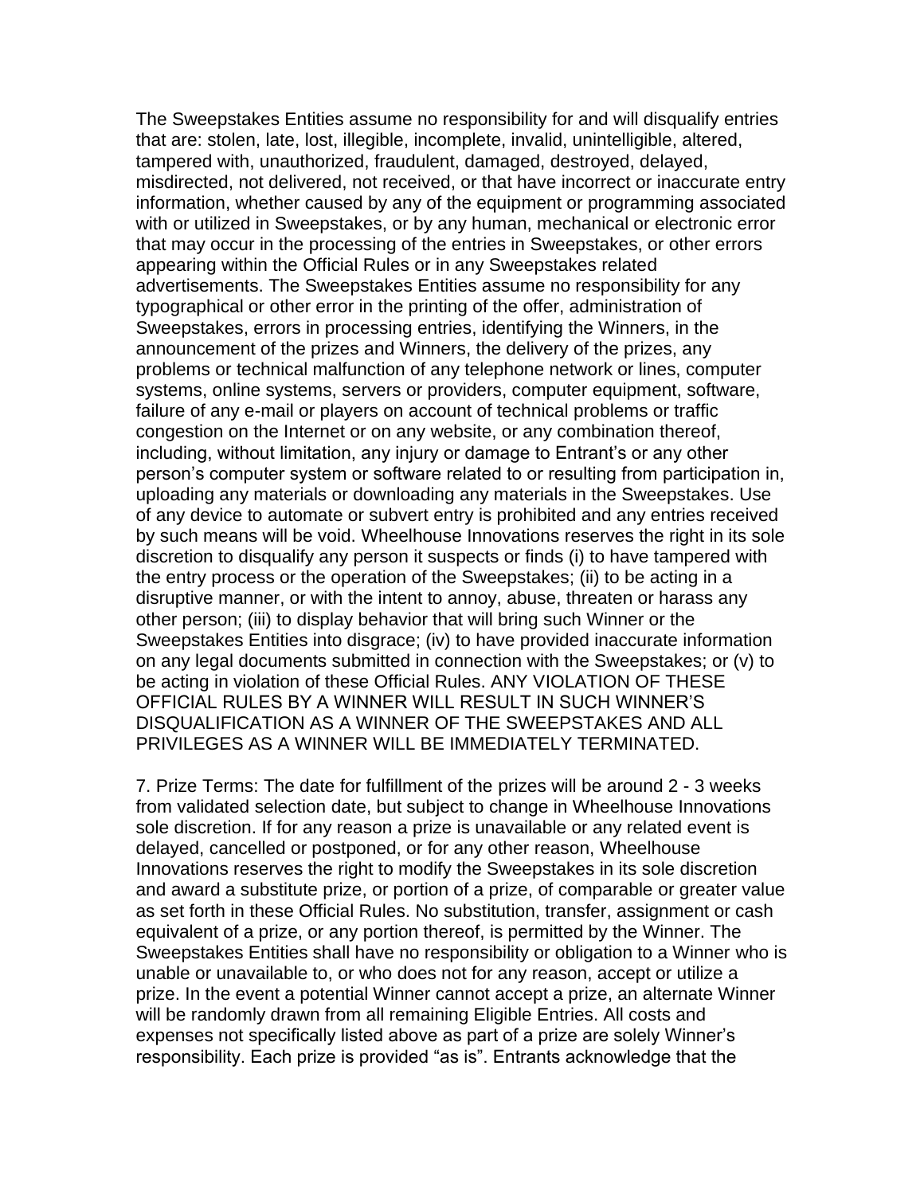The Sweepstakes Entities assume no responsibility for and will disqualify entries that are: stolen, late, lost, illegible, incomplete, invalid, unintelligible, altered, tampered with, unauthorized, fraudulent, damaged, destroyed, delayed, misdirected, not delivered, not received, or that have incorrect or inaccurate entry information, whether caused by any of the equipment or programming associated with or utilized in Sweepstakes, or by any human, mechanical or electronic error that may occur in the processing of the entries in Sweepstakes, or other errors appearing within the Official Rules or in any Sweepstakes related advertisements. The Sweepstakes Entities assume no responsibility for any typographical or other error in the printing of the offer, administration of Sweepstakes, errors in processing entries, identifying the Winners, in the announcement of the prizes and Winners, the delivery of the prizes, any problems or technical malfunction of any telephone network or lines, computer systems, online systems, servers or providers, computer equipment, software, failure of any e-mail or players on account of technical problems or traffic congestion on the Internet or on any website, or any combination thereof, including, without limitation, any injury or damage to Entrant's or any other person's computer system or software related to or resulting from participation in, uploading any materials or downloading any materials in the Sweepstakes. Use of any device to automate or subvert entry is prohibited and any entries received by such means will be void. Wheelhouse Innovations reserves the right in its sole discretion to disqualify any person it suspects or finds (i) to have tampered with the entry process or the operation of the Sweepstakes; (ii) to be acting in a disruptive manner, or with the intent to annoy, abuse, threaten or harass any other person; (iii) to display behavior that will bring such Winner or the Sweepstakes Entities into disgrace; (iv) to have provided inaccurate information on any legal documents submitted in connection with the Sweepstakes; or (v) to be acting in violation of these Official Rules. ANY VIOLATION OF THESE OFFICIAL RULES BY A WINNER WILL RESULT IN SUCH WINNER'S DISQUALIFICATION AS A WINNER OF THE SWEEPSTAKES AND ALL PRIVILEGES AS A WINNER WILL BE IMMEDIATELY TERMINATED.

7. Prize Terms: The date for fulfillment of the prizes will be around 2 - 3 weeks from validated selection date, but subject to change in Wheelhouse Innovations sole discretion. If for any reason a prize is unavailable or any related event is delayed, cancelled or postponed, or for any other reason, Wheelhouse Innovations reserves the right to modify the Sweepstakes in its sole discretion and award a substitute prize, or portion of a prize, of comparable or greater value as set forth in these Official Rules. No substitution, transfer, assignment or cash equivalent of a prize, or any portion thereof, is permitted by the Winner. The Sweepstakes Entities shall have no responsibility or obligation to a Winner who is unable or unavailable to, or who does not for any reason, accept or utilize a prize. In the event a potential Winner cannot accept a prize, an alternate Winner will be randomly drawn from all remaining Eligible Entries. All costs and expenses not specifically listed above as part of a prize are solely Winner's responsibility. Each prize is provided "as is". Entrants acknowledge that the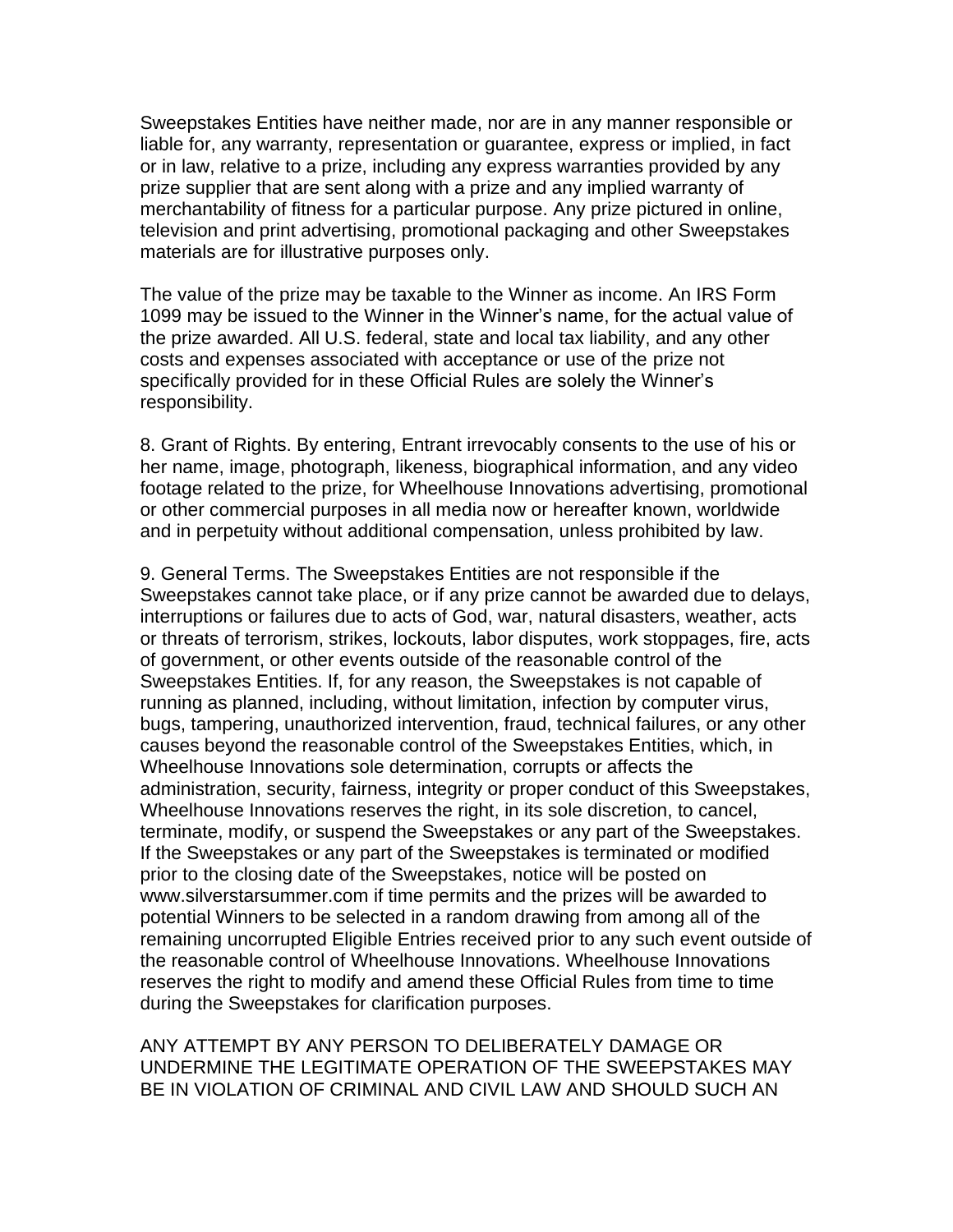Sweepstakes Entities have neither made, nor are in any manner responsible or liable for, any warranty, representation or guarantee, express or implied, in fact or in law, relative to a prize, including any express warranties provided by any prize supplier that are sent along with a prize and any implied warranty of merchantability of fitness for a particular purpose. Any prize pictured in online, television and print advertising, promotional packaging and other Sweepstakes materials are for illustrative purposes only.

The value of the prize may be taxable to the Winner as income. An IRS Form 1099 may be issued to the Winner in the Winner's name, for the actual value of the prize awarded. All U.S. federal, state and local tax liability, and any other costs and expenses associated with acceptance or use of the prize not specifically provided for in these Official Rules are solely the Winner's responsibility.

8. Grant of Rights. By entering, Entrant irrevocably consents to the use of his or her name, image, photograph, likeness, biographical information, and any video footage related to the prize, for Wheelhouse Innovations advertising, promotional or other commercial purposes in all media now or hereafter known, worldwide and in perpetuity without additional compensation, unless prohibited by law.

9. General Terms. The Sweepstakes Entities are not responsible if the Sweepstakes cannot take place, or if any prize cannot be awarded due to delays, interruptions or failures due to acts of God, war, natural disasters, weather, acts or threats of terrorism, strikes, lockouts, labor disputes, work stoppages, fire, acts of government, or other events outside of the reasonable control of the Sweepstakes Entities. If, for any reason, the Sweepstakes is not capable of running as planned, including, without limitation, infection by computer virus, bugs, tampering, unauthorized intervention, fraud, technical failures, or any other causes beyond the reasonable control of the Sweepstakes Entities, which, in Wheelhouse Innovations sole determination, corrupts or affects the administration, security, fairness, integrity or proper conduct of this Sweepstakes, Wheelhouse Innovations reserves the right, in its sole discretion, to cancel, terminate, modify, or suspend the Sweepstakes or any part of the Sweepstakes. If the Sweepstakes or any part of the Sweepstakes is terminated or modified prior to the closing date of the Sweepstakes, notice will be posted on www.silverstarsummer.com if time permits and the prizes will be awarded to potential Winners to be selected in a random drawing from among all of the remaining uncorrupted Eligible Entries received prior to any such event outside of the reasonable control of Wheelhouse Innovations. Wheelhouse Innovations reserves the right to modify and amend these Official Rules from time to time during the Sweepstakes for clarification purposes.

ANY ATTEMPT BY ANY PERSON TO DELIBERATELY DAMAGE OR UNDERMINE THE LEGITIMATE OPERATION OF THE SWEEPSTAKES MAY BE IN VIOLATION OF CRIMINAL AND CIVIL LAW AND SHOULD SUCH AN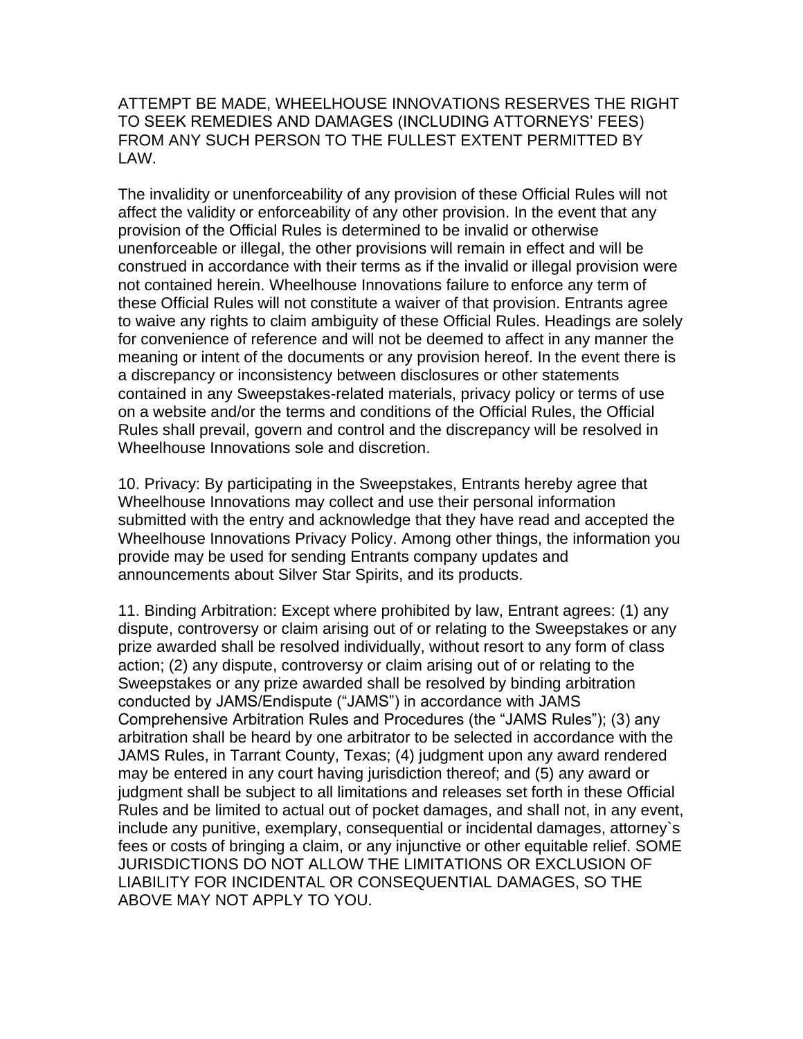ATTEMPT BE MADE, WHEELHOUSE INNOVATIONS RESERVES THE RIGHT TO SEEK REMEDIES AND DAMAGES (INCLUDING ATTORNEYS' FEES) FROM ANY SUCH PERSON TO THE FULLEST EXTENT PERMITTED BY LAW.

The invalidity or unenforceability of any provision of these Official Rules will not affect the validity or enforceability of any other provision. In the event that any provision of the Official Rules is determined to be invalid or otherwise unenforceable or illegal, the other provisions will remain in effect and will be construed in accordance with their terms as if the invalid or illegal provision were not contained herein. Wheelhouse Innovations failure to enforce any term of these Official Rules will not constitute a waiver of that provision. Entrants agree to waive any rights to claim ambiguity of these Official Rules. Headings are solely for convenience of reference and will not be deemed to affect in any manner the meaning or intent of the documents or any provision hereof. In the event there is a discrepancy or inconsistency between disclosures or other statements contained in any Sweepstakes-related materials, privacy policy or terms of use on a website and/or the terms and conditions of the Official Rules, the Official Rules shall prevail, govern and control and the discrepancy will be resolved in Wheelhouse Innovations sole and discretion.

10. Privacy: By participating in the Sweepstakes, Entrants hereby agree that Wheelhouse Innovations may collect and use their personal information submitted with the entry and acknowledge that they have read and accepted the Wheelhouse Innovations Privacy Policy. Among other things, the information you provide may be used for sending Entrants company updates and announcements about Silver Star Spirits, and its products.

11. Binding Arbitration: Except where prohibited by law, Entrant agrees: (1) any dispute, controversy or claim arising out of or relating to the Sweepstakes or any prize awarded shall be resolved individually, without resort to any form of class action; (2) any dispute, controversy or claim arising out of or relating to the Sweepstakes or any prize awarded shall be resolved by binding arbitration conducted by JAMS/Endispute ("JAMS") in accordance with JAMS Comprehensive Arbitration Rules and Procedures (the "JAMS Rules"); (3) any arbitration shall be heard by one arbitrator to be selected in accordance with the JAMS Rules, in Tarrant County, Texas; (4) judgment upon any award rendered may be entered in any court having jurisdiction thereof; and (5) any award or judgment shall be subject to all limitations and releases set forth in these Official Rules and be limited to actual out of pocket damages, and shall not, in any event, include any punitive, exemplary, consequential or incidental damages, attorney`s fees or costs of bringing a claim, or any injunctive or other equitable relief. SOME JURISDICTIONS DO NOT ALLOW THE LIMITATIONS OR EXCLUSION OF LIABILITY FOR INCIDENTAL OR CONSEQUENTIAL DAMAGES, SO THE ABOVE MAY NOT APPLY TO YOU.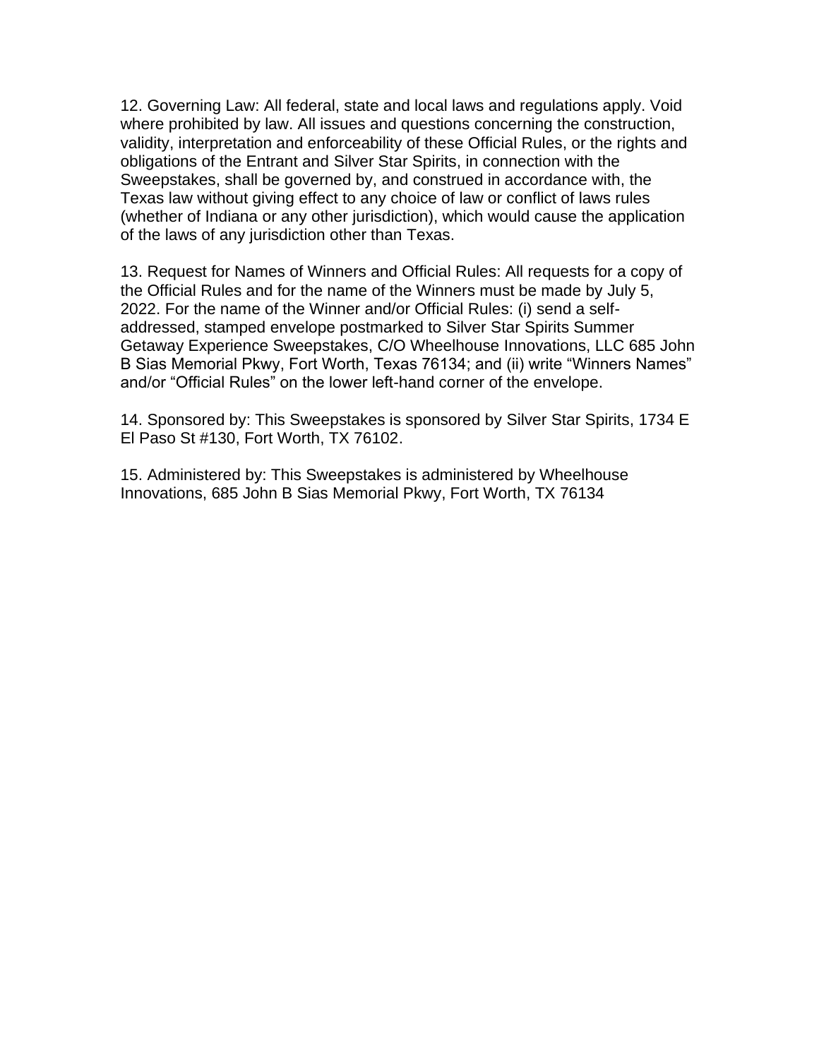12. Governing Law: All federal, state and local laws and regulations apply. Void where prohibited by law. All issues and questions concerning the construction, validity, interpretation and enforceability of these Official Rules, or the rights and obligations of the Entrant and Silver Star Spirits, in connection with the Sweepstakes, shall be governed by, and construed in accordance with, the Texas law without giving effect to any choice of law or conflict of laws rules (whether of Indiana or any other jurisdiction), which would cause the application of the laws of any jurisdiction other than Texas.

13. Request for Names of Winners and Official Rules: All requests for a copy of the Official Rules and for the name of the Winners must be made by July 5, 2022. For the name of the Winner and/or Official Rules: (i) send a self-addressed, stamped envelope postmarked to Silver Star Spirits Summer Getaway Experience Sweepstakes, C/O Wheelhouse Innovations, LLC 685 John B Sias Memorial Pkwy, Fort Worth, Texas 76134; and (ii) write "Winners Names" and/or "Official Rules" on the lower left-hand corner of the envelope.

14. Sponsored by: This Sweepstakes is sponsored by Silver Star Spirits, 1734 E El Paso St #130, Fort Worth, TX 76102.

15. Administered by: This Sweepstakes is administered by Wheelhouse Innovations, 685 John B Sias Memorial Pkwy, Fort Worth, TX 76134